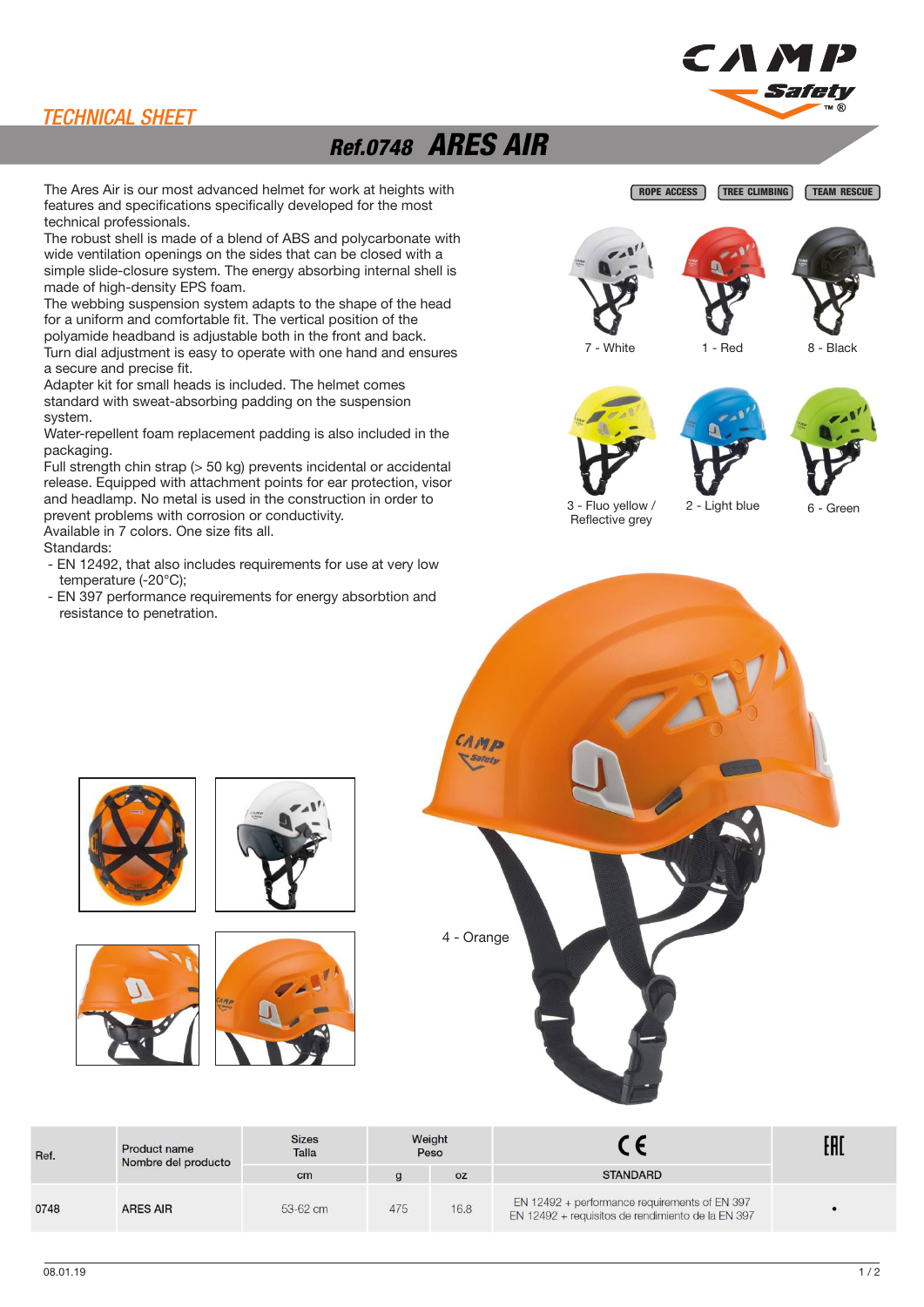TECHNICAL SHEET

# Ref.0748 ARES AIR

The Ares Air is our most advanced helmet for work at heights with features and specifications specifically developed for the most technical professionals.
The robust shell is made of a blend of ABS and polycarbonate with wide ventilation openings on the sides that can be closed with a simple slide-closure system. The energy absorbing internal shell is made of high-density EPS foam.
The webbing suspension system adapts to the shape of the head for a uniform and comfortable fit. The vertical position of the polyamide headband is adjustable both in the front and back.
Turn dial adjustment is easy to operate with one hand and ensures a secure and precise fit.
Adapter kit for small heads is included. The helmet comes standard with sweat-absorbing padding on the suspension system.
Water-repellent foam replacement padding is also included in the packaging.
Full strength chin strap (> 50 kg) prevents incidental or accidental release. Equipped with attachment points for ear protection, visor and headlamp. No metal is used in the construction in order to prevent problems with corrosion or conductivity.
Available in 7 colors. One size fits all.
Standards:

- EN 12492, that also includes requirements for use at very low temperature (-20°C);
- EN 397 performance requirements for energy absorbtion and resistance to penetration.

ROPE ACCESS | TREE CLIMBING | TEAM RESCUE

7 - White

1 - Red

8 - Black

3 - Fluo yellow / Reflective grey

2 - Light blue

6 - Green

4 - Orange

| Ref. | Product name<br>Nombre del producto | Sizes<br>Talla | Weight<br>Peso | | CE | EAC |
|---|---|---|---|---|---|---|
| | | cm | g | oz | STANDARD | |
| 0748 | ARES AIR | 53-62 cm | 475 | 16.8 | EN 12492 + performance requirements of EN 397<br>EN 12492 + requisitos de rendimiento de la EN 397 | • |

08.01.19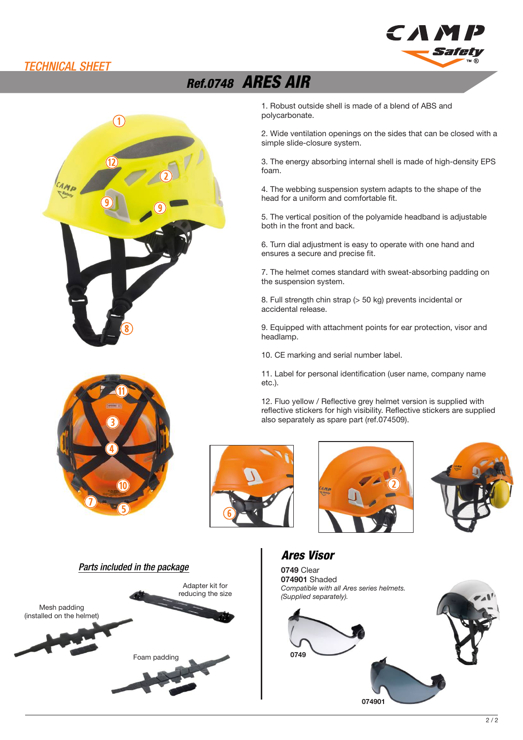TECHNICAL SHEET

# Ref.0748 ARES AIR

1. Robust outside shell is made of a blend of ABS and polycarbonate.

2. Wide ventilation openings on the sides that can be closed with a simple slide-closure system.

3. The energy absorbing internal shell is made of high-density EPS foam.

4. The webbing suspension system adapts to the shape of the head for a uniform and comfortable fit.

5. The vertical position of the polyamide headband is adjustable both in the front and back.

6. Turn dial adjustment is easy to operate with one hand and ensures a secure and precise fit.

7. The helmet comes standard with sweat-absorbing padding on the suspension system.

8. Full strength chin strap (> 50 kg) prevents incidental or accidental release.

9. Equipped with attachment points for ear protection, visor and headlamp.

10. CE marking and serial number label.

11. Label for personal identification (user name, company name etc.).

12. Fluo yellow / Reflective grey helmet version is supplied with reflective stickers for high visibility. Reflective stickers are supplied also separately as spare part (ref.074509).

## *Parts included in the package*

Adapter kit for reducing the size

Mesh padding (installed on the helmet)

Foam padding

## *Ares Visor*

**0749** Clear
**074901** Shaded
*Compatible with all Ares series helmets.*
*(Supplied separately).*

0749

074901